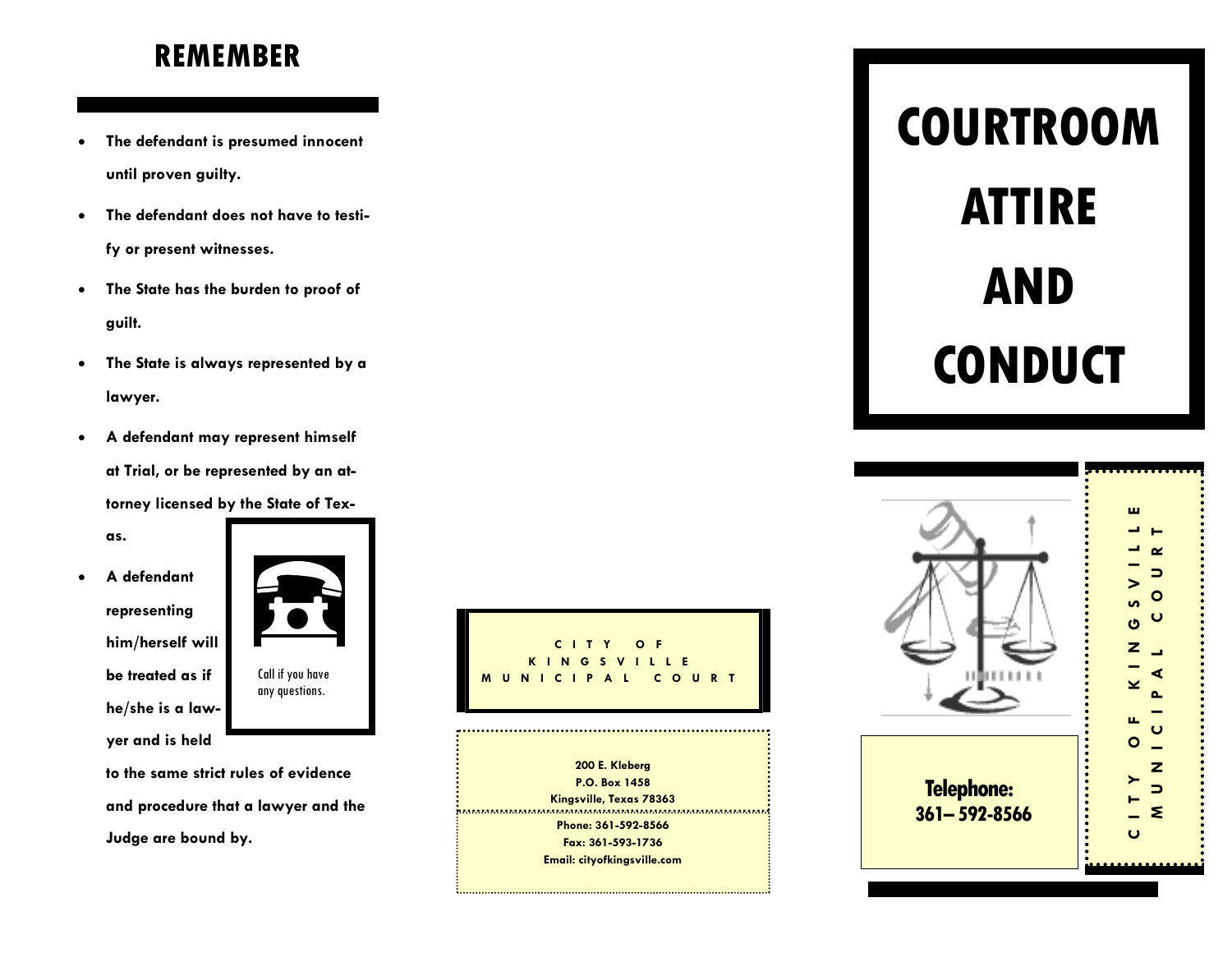## REMEMBER

- The defendant is presumed innocent until proven guilty.
- The defendant does not have to testify or present witnesses.
- The State has the burden to proof of guilt.
- The State is always represented by a lawyer.
- A defendant may represent himself at Trial, or be represented by an attorney licensed by the State of Texas.
- A defendant representing him/herself will be treated as if he/she is a lawyer and is held to the same strict rules of evidence and procedure that a lawyer and the Judge are bound by.

Call if you have any questions.

**CITY OF KINGSVILLE MUNICIPAL COURT**

200 E. Kleberg
P.O. Box 1458
Kingsville, Texas 78363

Phone: 361-592-8566
Fax: 361-593-1736
Email: cityofkingsville.com

# COURTROOM ATTIRE AND CONDUCT

**Telephone: 361– 592-8566**

CITY OF KINGSVILLE MUNICIPAL COURT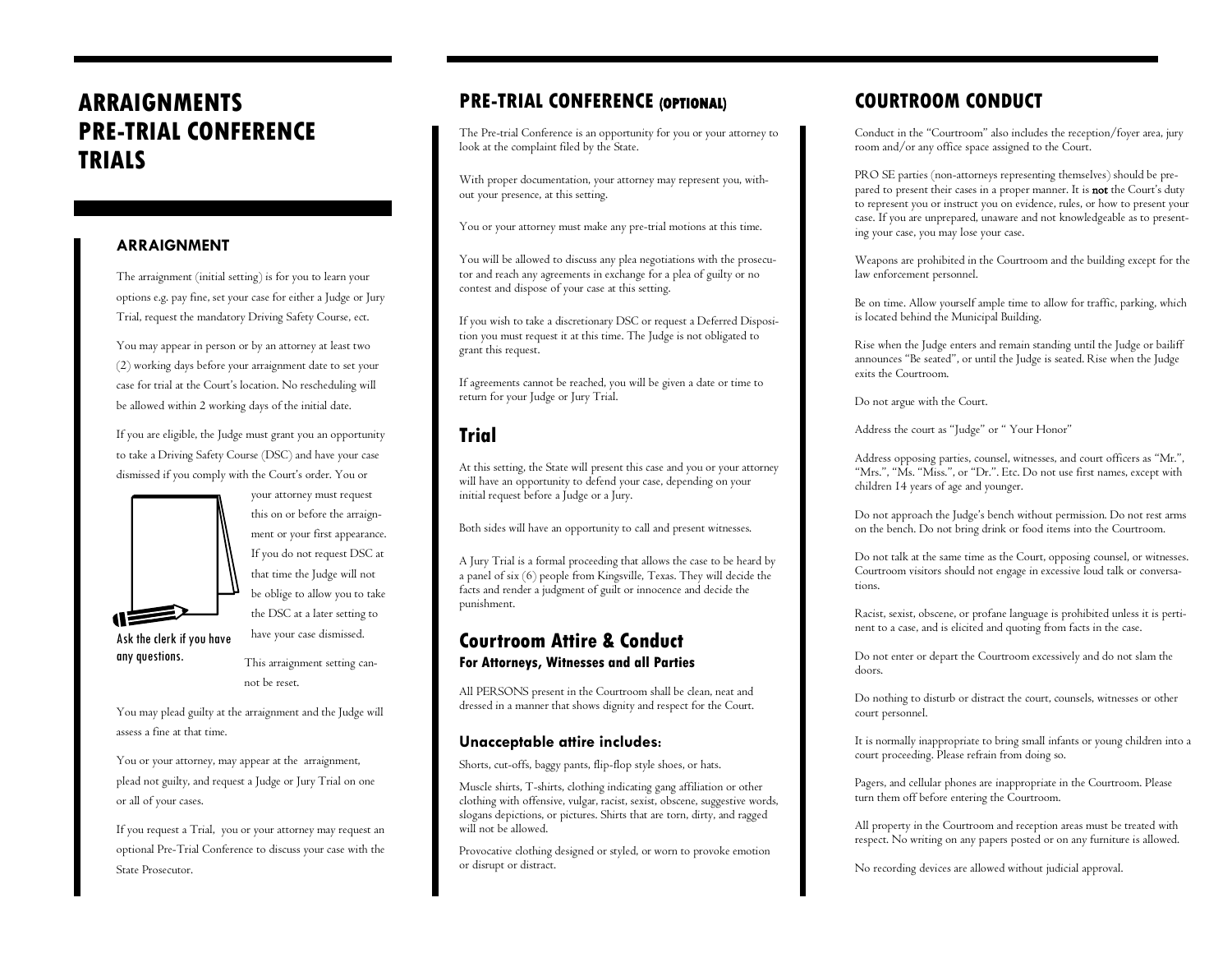# ARRAIGNMENTS
# PRE-TRIAL CONFERENCE
# TRIALS

### ARRAIGNMENT

The arraignment (initial setting) is for you to learn your options e.g. pay fine, set your case for either a Judge or Jury Trial, request the mandatory Driving Safety Course, ect.

You may appear in person or by an attorney at least two (2) working days before your arraignment date to set your case for trial at the Court's location. No rescheduling will be allowed within 2 working days of the initial date.

If you are eligible, the Judge must grant you an opportunity to take a Driving Safety Course (DSC) and have your case dismissed if you comply with the Court's order. You or your attorney must request this on or before the arraignment or your first appearance. If you do not request DSC at that time the Judge will not be oblige to allow you to take the DSC at a later setting to have your case dismissed.

Ask the clerk if you have any questions.

This arraignment setting cannot be reset.

You may plead guilty at the arraignment and the Judge will assess a fine at that time.

You or your attorney, may appear at the arraignment, plead not guilty, and request a Judge or Jury Trial on one or all of your cases.

If you request a Trial, you or your attorney may request an optional Pre-Trial Conference to discuss your case with the State Prosecutor.

## PRE-TRIAL CONFERENCE (OPTIONAL)

The Pre-trial Conference is an opportunity for you or your attorney to look at the complaint filed by the State.

With proper documentation, your attorney may represent you, without your presence, at this setting.

You or your attorney must make any pre-trial motions at this time.

You will be allowed to discuss any plea negotiations with the prosecutor and reach any agreements in exchange for a plea of guilty or no contest and dispose of your case at this setting.

If you wish to take a discretionary DSC or request a Deferred Disposition you must request it at this time. The Judge is not obligated to grant this request.

If agreements cannot be reached, you will be given a date or time to return for your Judge or Jury Trial.

## Trial

At this setting, the State will present this case and you or your attorney will have an opportunity to defend your case, depending on your initial request before a Judge or a Jury.

Both sides will have an opportunity to call and present witnesses.

A Jury Trial is a formal proceeding that allows the case to be heard by a panel of six (6) people from Kingsville, Texas. They will decide the facts and render a judgment of guilt or innocence and decide the punishment.

## Courtroom Attire & Conduct

**For Attorneys, Witnesses and all Parties**

All PERSONS present in the Courtroom shall be clean, neat and dressed in a manner that shows dignity and respect for the Court.

### Unacceptable attire includes:

Shorts, cut-offs, baggy pants, flip-flop style shoes, or hats.

Muscle shirts, T-shirts, clothing indicating gang affiliation or other clothing with offensive, vulgar, racist, sexist, obscene, suggestive words, slogans depictions, or pictures. Shirts that are torn, dirty, and ragged will not be allowed.

Provocative clothing designed or styled, or worn to provoke emotion or disrupt or distract.

## COURTROOM CONDUCT

Conduct in the "Courtroom" also includes the reception/foyer area, jury room and/or any office space assigned to the Court.

PRO SE parties (non-attorneys representing themselves) should be prepared to present their cases in a proper manner. It is **not** the Court's duty to represent you or instruct you on evidence, rules, or how to present your case. If you are unprepared, unaware and not knowledgeable as to presenting your case, you may lose your case.

Weapons are prohibited in the Courtroom and the building except for the law enforcement personnel.

Be on time. Allow yourself ample time to allow for traffic, parking, which is located behind the Municipal Building.

Rise when the Judge enters and remain standing until the Judge or bailiff announces "Be seated", or until the Judge is seated. Rise when the Judge exits the Courtroom.

Do not argue with the Court.

Address the court as "Judge" or " Your Honor"

Address opposing parties, counsel, witnesses, and court officers as "Mr.", "Mrs.", "Ms. "Miss.", or "Dr.". Etc. Do not use first names, except with children 14 years of age and younger.

Do not approach the Judge's bench without permission. Do not rest arms on the bench. Do not bring drink or food items into the Courtroom.

Do not talk at the same time as the Court, opposing counsel, or witnesses. Courtroom visitors should not engage in excessive loud talk or conversations.

Racist, sexist, obscene, or profane language is prohibited unless it is pertinent to a case, and is elicited and quoting from facts in the case.

Do not enter or depart the Courtroom excessively and do not slam the doors.

Do nothing to disturb or distract the court, counsels, witnesses or other court personnel.

It is normally inappropriate to bring small infants or young children into a court proceeding. Please refrain from doing so.

Pagers, and cellular phones are inappropriate in the Courtroom. Please turn them off before entering the Courtroom.

All property in the Courtroom and reception areas must be treated with respect. No writing on any papers posted or on any furniture is allowed.

No recording devices are allowed without judicial approval.